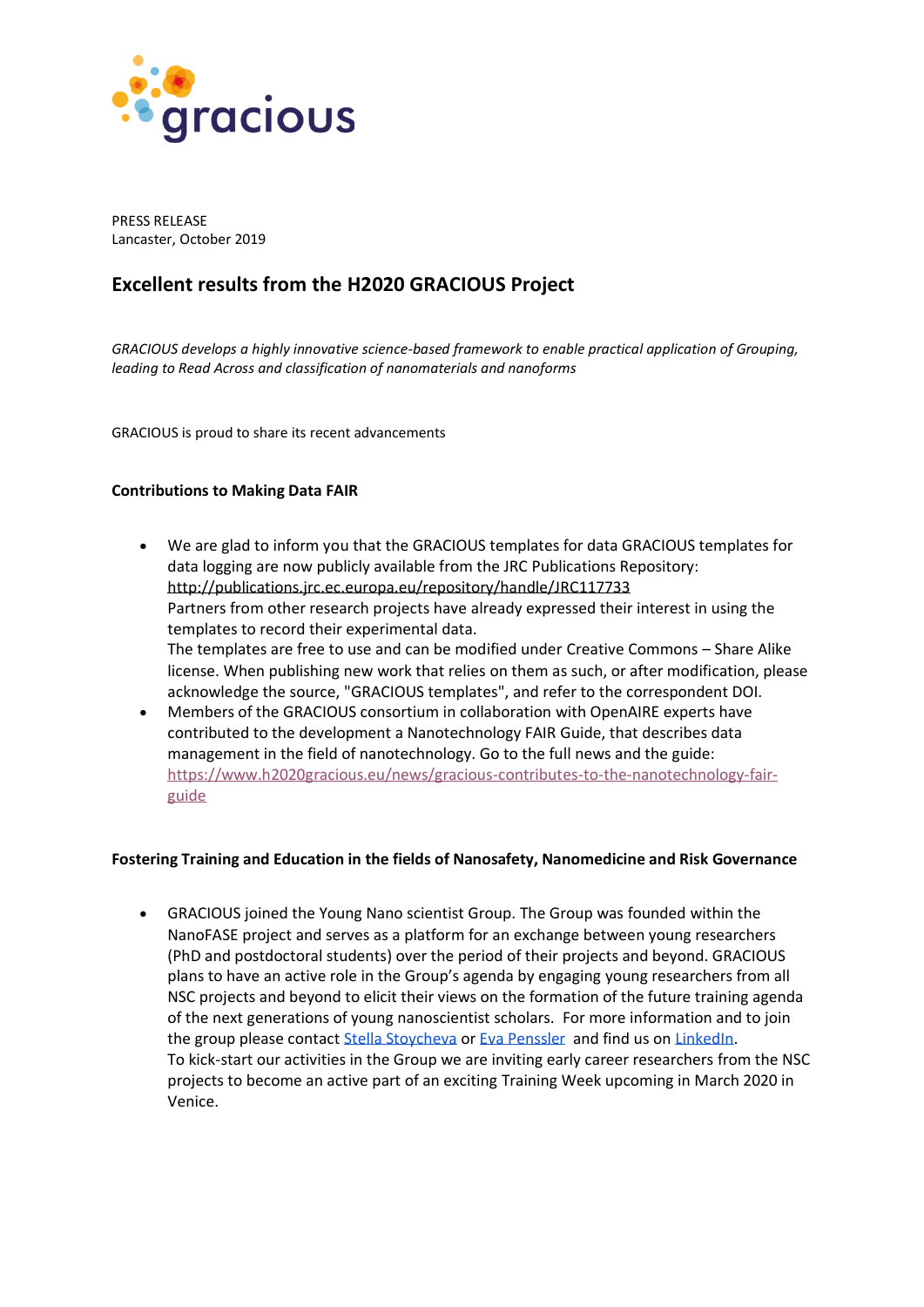gracious

PRESS RELEASE
Lancaster, October 2019

# Excellent results from the H2020 GRACIOUS Project

*GRACIOUS develops a highly innovative science-based framework to enable practical application of Grouping, leading to Read Across and classification of nanomaterials and nanoforms*

GRACIOUS is proud to share its recent advancements

**Contributions to Making Data FAIR**

- We are glad to inform you that the GRACIOUS templates for data GRACIOUS templates for data logging are now publicly available from the JRC Publications Repository: http://publications.jrc.ec.europa.eu/repository/handle/JRC117733
  Partners from other research projects have already expressed their interest in using the templates to record their experimental data.
  The templates are free to use and can be modified under Creative Commons – Share Alike license. When publishing new work that relies on them as such, or after modification, please acknowledge the source, "GRACIOUS templates", and refer to the correspondent DOI.
- Members of the GRACIOUS consortium in collaboration with OpenAIRE experts have contributed to the development a Nanotechnology FAIR Guide, that describes data management in the field of nanotechnology. Go to the full news and the guide: https://www.h2020gracious.eu/news/gracious-contributes-to-the-nanotechnology-fair-guide

**Fostering Training and Education in the fields of Nanosafety, Nanomedicine and Risk Governance**

- GRACIOUS joined the Young Nano scientist Group. The Group was founded within the NanoFASE project and serves as a platform for an exchange between young researchers (PhD and postdoctoral students) over the period of their projects and beyond. GRACIOUS plans to have an active role in the Group's agenda by engaging young researchers from all NSC projects and beyond to elicit their views on the formation of the future training agenda of the next generations of young nanoscientist scholars. For more information and to join the group please contact Stella Stoycheva or Eva Penssler and find us on LinkedIn.
  To kick-start our activities in the Group we are inviting early career researchers from the NSC projects to become an active part of an exciting Training Week upcoming in March 2020 in Venice.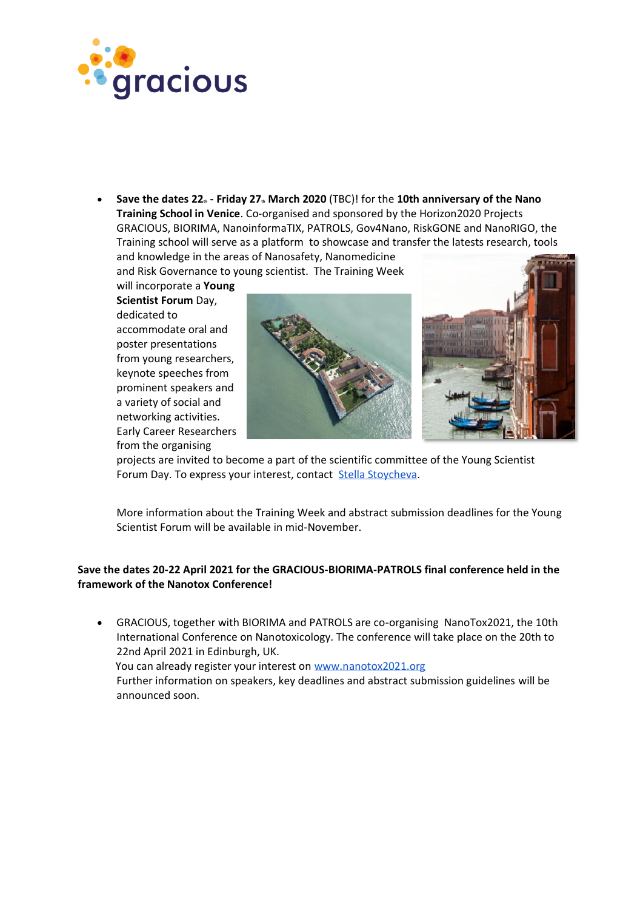- **Save the dates 22th - Friday 27th March 2020** (TBC)! for the **10th anniversary of the Nano Training School in Venice**. Co-organised and sponsored by the Horizon2020 Projects GRACIOUS, BIORIMA, NanoinformaTIX, PATROLS, Gov4Nano, RiskGONE and NanoRIGO, the Training school will serve as a platform to showcase and transfer the latests research, tools and knowledge in the areas of Nanosafety, Nanomedicine and Risk Governance to young scientist. The Training Week will incorporate a **Young Scientist Forum** Day, dedicated to accommodate oral and poster presentations from young researchers, keynote speeches from prominent speakers and a variety of social and networking activities. Early Career Researchers from the organising projects are invited to become a part of the scientific committee of the Young Scientist Forum Day. To express your interest, contact Stella Stoycheva.

  More information about the Training Week and abstract submission deadlines for the Young Scientist Forum will be available in mid-November.

**Save the dates 20-22 April 2021 for the GRACIOUS-BIORIMA-PATROLS final conference held in the framework of the Nanotox Conference!**

- GRACIOUS, together with BIORIMA and PATROLS are co-organising NanoTox2021, the 10th International Conference on Nanotoxicology. The conference will take place on the 20th to 22nd April 2021 in Edinburgh, UK.
  You can already register your interest on www.nanotox2021.org
  Further information on speakers, key deadlines and abstract submission guidelines will be announced soon.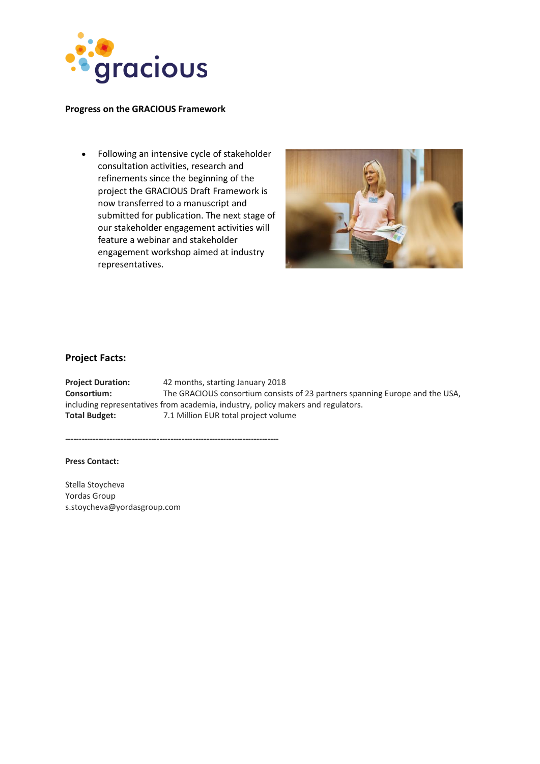**Progress on the GRACIOUS Framework**

- Following an intensive cycle of stakeholder consultation activities, research and refinements since the beginning of the project the GRACIOUS Draft Framework is now transferred to a manuscript and submitted for publication. The next stage of our stakeholder engagement activities will feature a webinar and stakeholder engagement workshop aimed at industry representatives.

## Project Facts:

**Project Duration:** 42 months, starting January 2018
**Consortium:** The GRACIOUS consortium consists of 23 partners spanning Europe and the USA, including representatives from academia, industry, policy makers and regulators.
**Total Budget:** 7.1 Million EUR total project volume

**-----------------------------------------------------------------------------**

**Press Contact:**

Stella Stoycheva
Yordas Group
s.stoycheva@yordasgroup.com